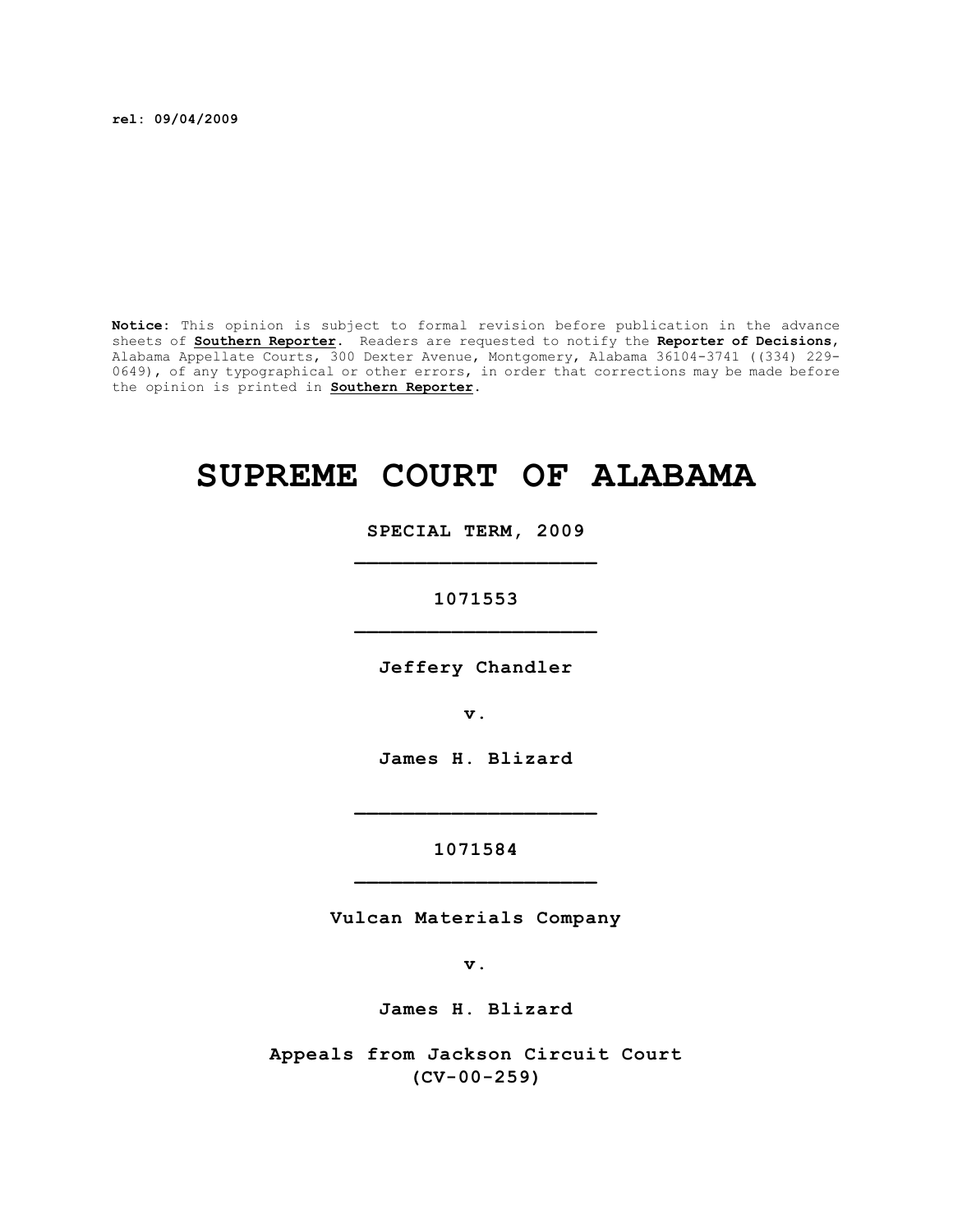**rel: 09/04/2009**

**Notice:** This opinion is subject to formal revision before publication in the advance sheets of **Southern Reporter**. Readers are requested to notify the **Reporter of Decisions**, Alabama Appellate Courts, 300 Dexter Avenue, Montgomery, Alabama 36104-3741 ((334) 229-0649), of any typographical or other errors, in order that corrections may be made before the opinion is printed in **Southern Reporter**.

# SUPREME COURT OF ALABAMA

**SPECIAL TERM, 2009**

---

**1071553**

---

**Jeffery Chandler**

**v.**

**James H. Blizard**

---

**1071584**

---

**Vulcan Materials Company**

**v.**

**James H. Blizard**

**Appeals from Jackson Circuit Court**
**(CV-00-259)**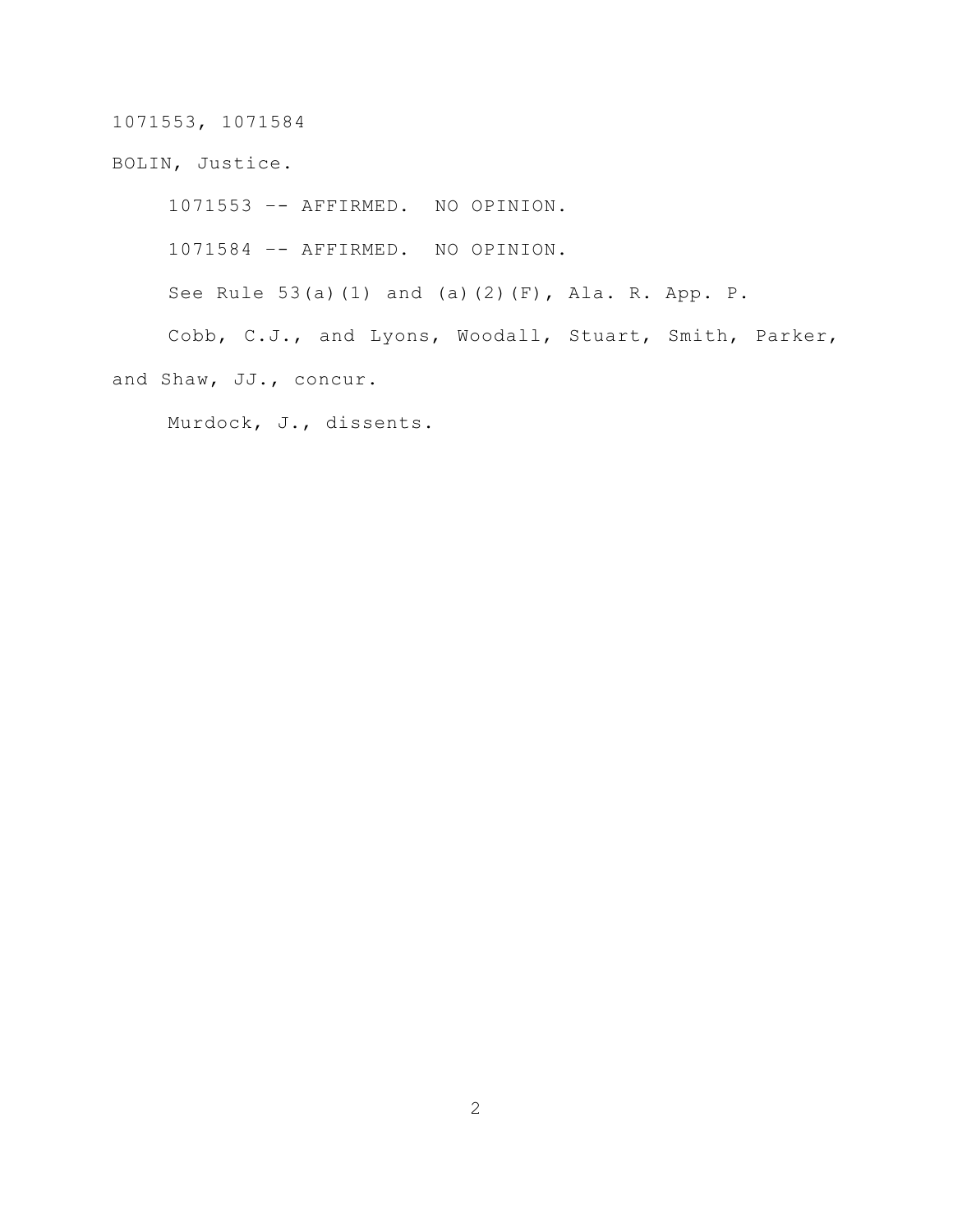1071553, 1071584

BOLIN, Justice.

1071553 -- AFFIRMED. NO OPINION.

1071584 -- AFFIRMED. NO OPINION.

See Rule 53(a)(1) and (a)(2)(F), Ala. R. App. P.

Cobb, C.J., and Lyons, Woodall, Stuart, Smith, Parker, and Shaw, JJ., concur.

Murdock, J., dissents.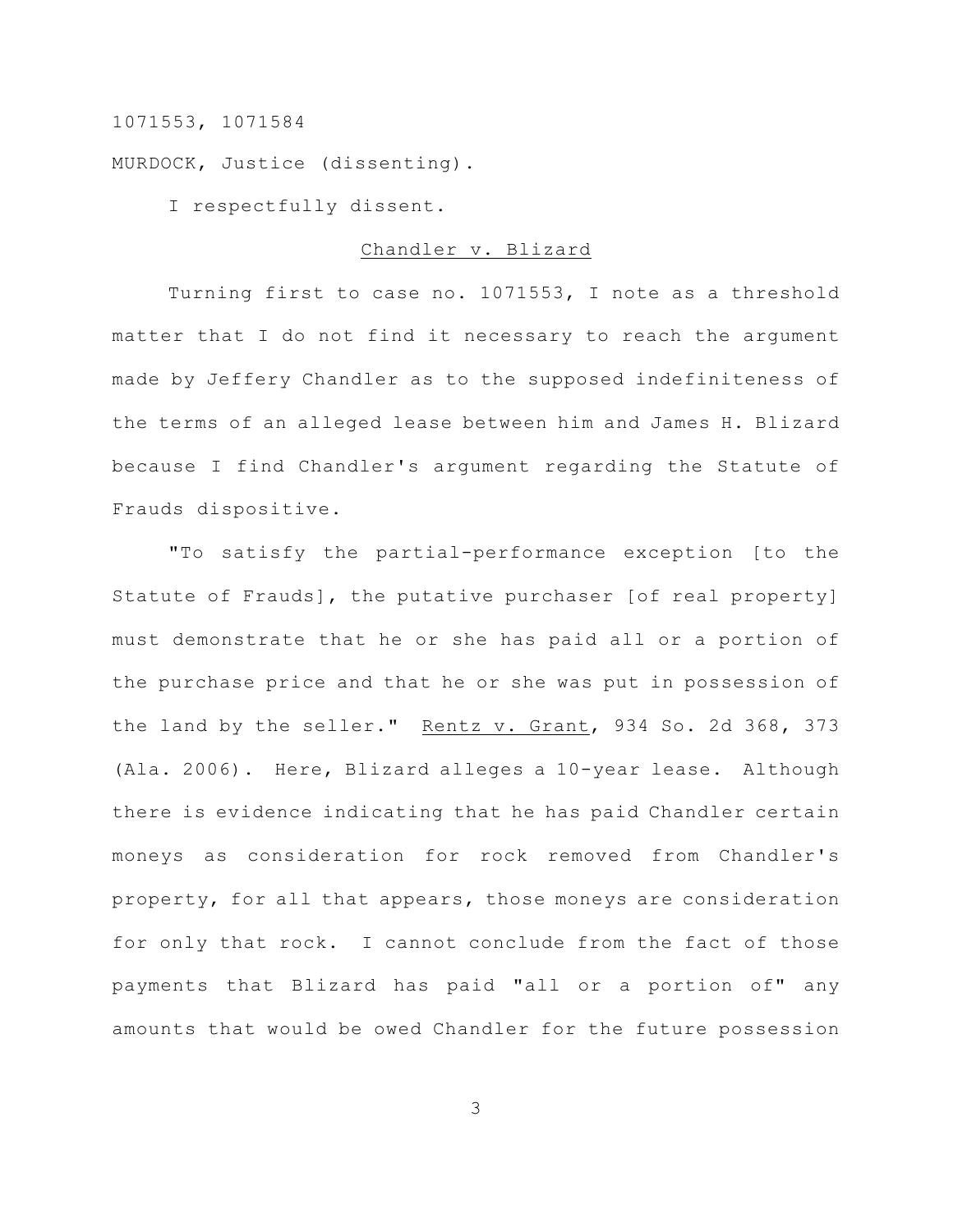1071553, 1071584

MURDOCK, Justice (dissenting).

I respectfully dissent.

Chandler v. Blizard

Turning first to case no. 1071553, I note as a threshold matter that I do not find it necessary to reach the argument made by Jeffery Chandler as to the supposed indefiniteness of the terms of an alleged lease between him and James H. Blizard because I find Chandler's argument regarding the Statute of Frauds dispositive.

"To satisfy the partial-performance exception [to the Statute of Frauds], the putative purchaser [of real property] must demonstrate that he or she has paid all or a portion of the purchase price and that he or she was put in possession of the land by the seller." Rentz v. Grant, 934 So. 2d 368, 373 (Ala. 2006). Here, Blizard alleges a 10-year lease. Although there is evidence indicating that he has paid Chandler certain moneys as consideration for rock removed from Chandler's property, for all that appears, those moneys are consideration for only that rock. I cannot conclude from the fact of those payments that Blizard has paid "all or a portion of" any amounts that would be owed Chandler for the future possession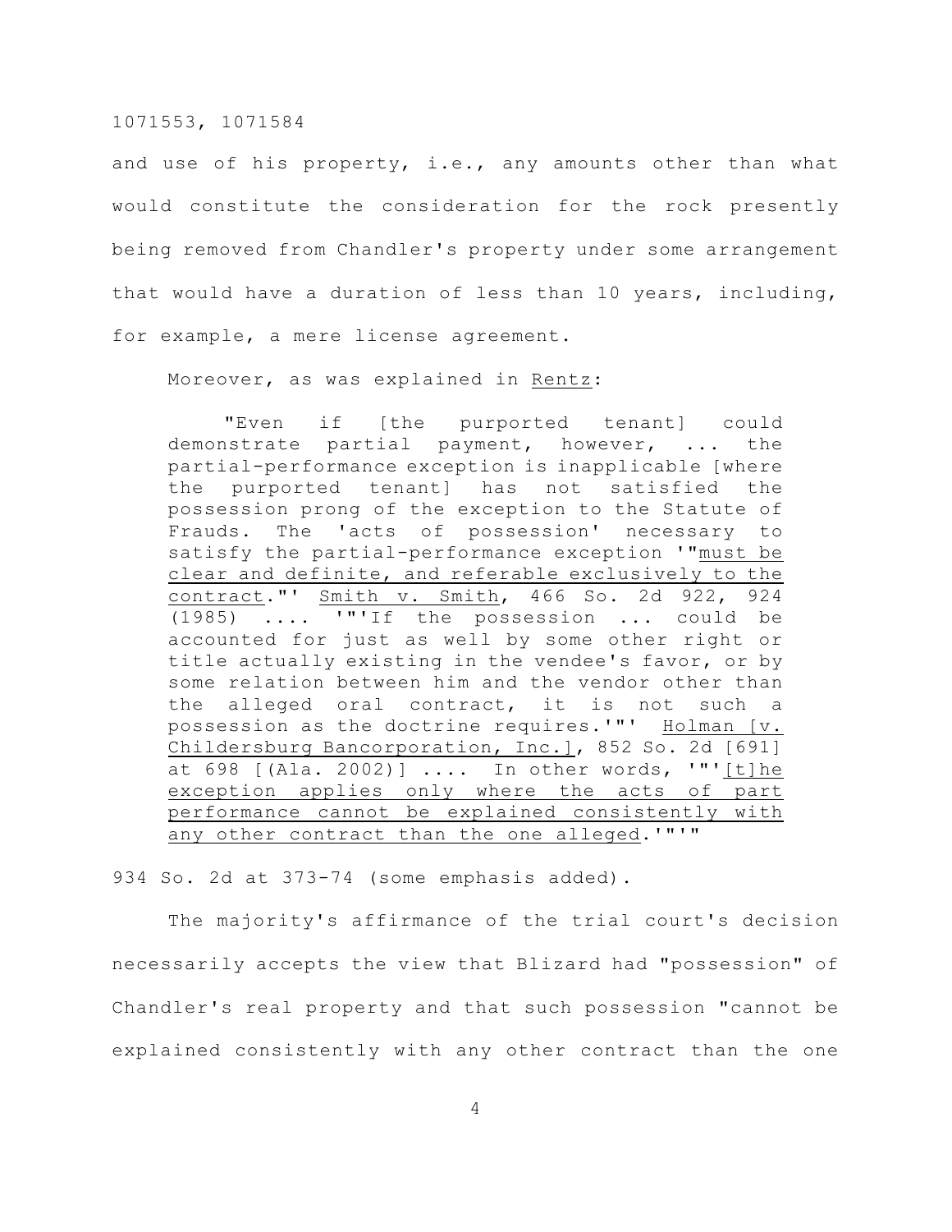and use of his property, i.e., any amounts other than what would constitute the consideration for the rock presently being removed from Chandler's property under some arrangement that would have a duration of less than 10 years, including, for example, a mere license agreement.

Moreover, as was explained in Rentz:

> "Even if [the purported tenant] could demonstrate partial payment, however, ... the partial-performance exception is inapplicable [where the purported tenant] has not satisfied the possession prong of the exception to the Statute of Frauds. The 'acts of possession' necessary to satisfy the partial-performance exception '"must be clear and definite, and referable exclusively to the contract."' Smith v. Smith, 466 So. 2d 922, 924 (1985) .... '"'If the possession ... could be accounted for just as well by some other right or title actually existing in the vendee's favor, or by some relation between him and the vendor other than the alleged oral contract, it is not such a possession as the doctrine requires.'"' Holman [v. Childersburg Bancorporation, Inc.], 852 So. 2d [691] at 698 [(Ala. 2002)] .... In other words, '"'[t]he exception applies only where the acts of part performance cannot be explained consistently with any other contract than the one alleged.'"'"

934 So. 2d at 373-74 (some emphasis added).

The majority's affirmance of the trial court's decision necessarily accepts the view that Blizard had "possession" of Chandler's real property and that such possession "cannot be explained consistently with any other contract than the one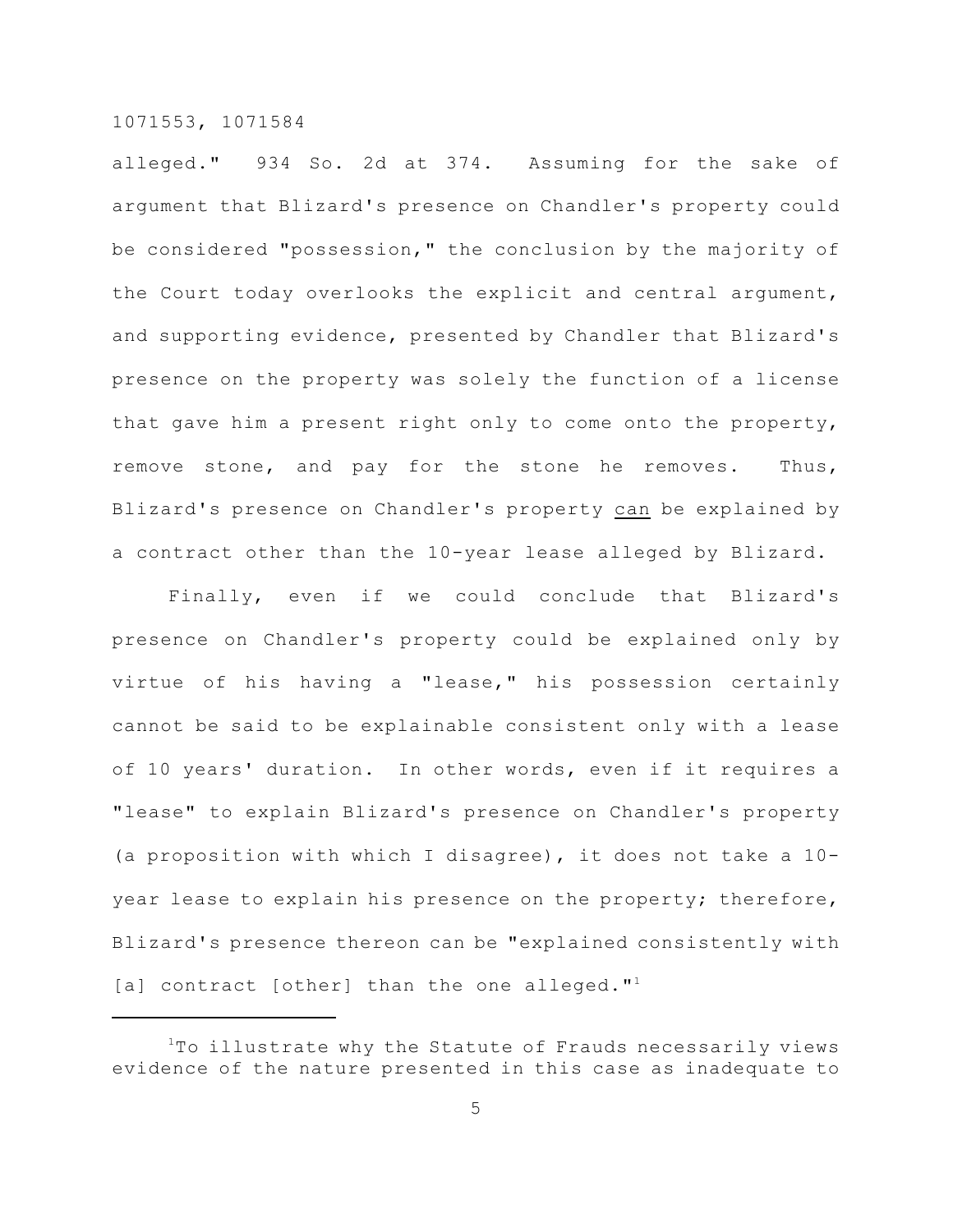alleged." 934 So. 2d at 374. Assuming for the sake of argument that Blizard's presence on Chandler's property could be considered "possession," the conclusion by the majority of the Court today overlooks the explicit and central argument, and supporting evidence, presented by Chandler that Blizard's presence on the property was solely the function of a license that gave him a present right only to come onto the property, remove stone, and pay for the stone he removes. Thus, Blizard's presence on Chandler's property <u>can</u> be explained by a contract other than the 10-year lease alleged by Blizard.

Finally, even if we could conclude that Blizard's presence on Chandler's property could be explained only by virtue of his having a "lease," his possession certainly cannot be said to be explainable consistent only with a lease of 10 years' duration. In other words, even if it requires a "lease" to explain Blizard's presence on Chandler's property (a proposition with which I disagree), it does not take a 10-year lease to explain his presence on the property; therefore, Blizard's presence thereon can be "explained consistently with [a] contract [other] than the one alleged."[1]

---

[1]To illustrate why the Statute of Frauds necessarily views evidence of the nature presented in this case as inadequate to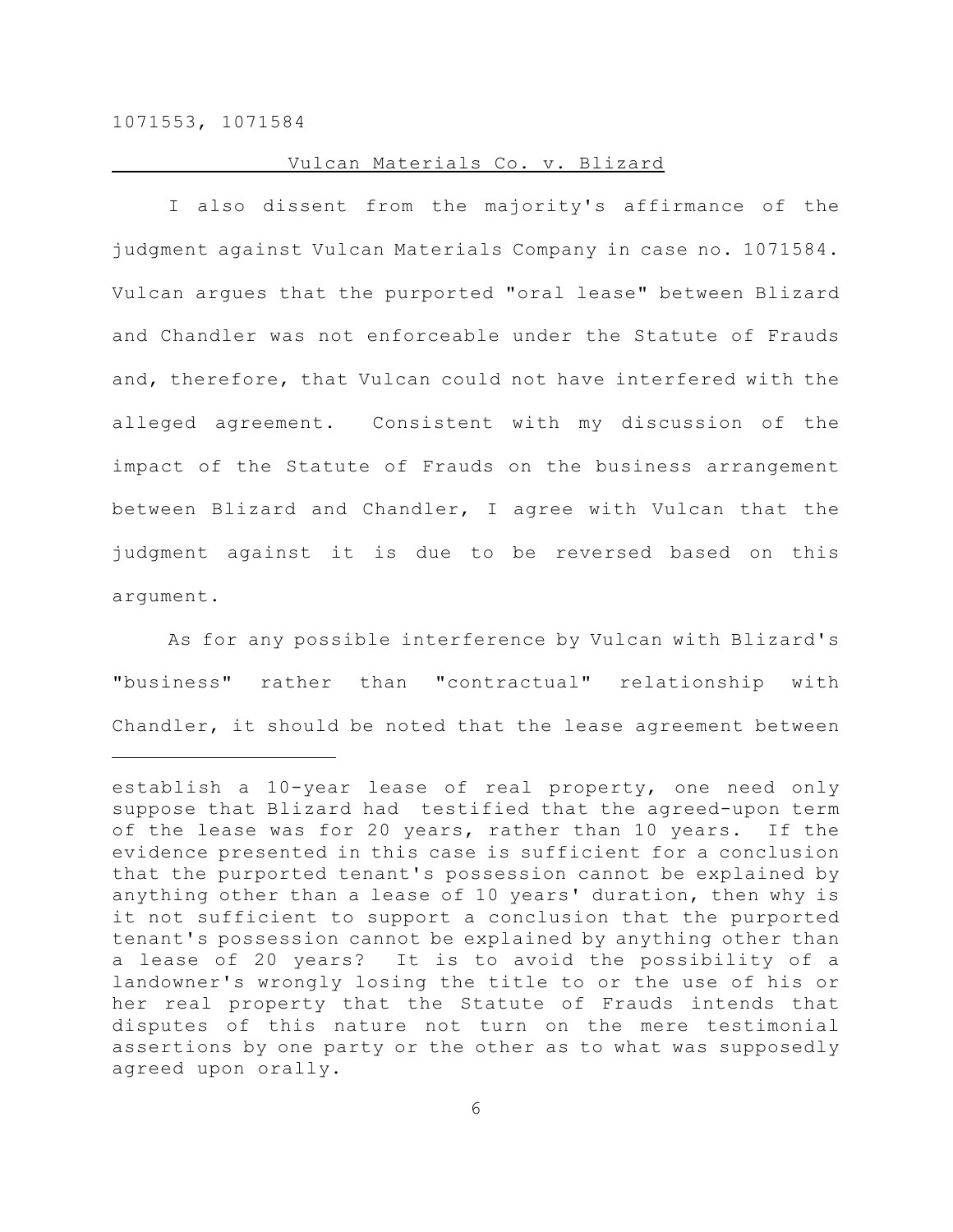1071553, 1071584

Vulcan Materials Co. v. Blizard

I also dissent from the majority's affirmance of the judgment against Vulcan Materials Company in case no. 1071584. Vulcan argues that the purported "oral lease" between Blizard and Chandler was not enforceable under the Statute of Frauds and, therefore, that Vulcan could not have interfered with the alleged agreement. Consistent with my discussion of the impact of the Statute of Frauds on the business arrangement between Blizard and Chandler, I agree with Vulcan that the judgment against it is due to be reversed based on this argument.

As for any possible interference by Vulcan with Blizard's "business" rather than "contractual" relationship with Chandler, it should be noted that the lease agreement between

---

establish a 10-year lease of real property, one need only suppose that Blizard had testified that the agreed-upon term of the lease was for 20 years, rather than 10 years. If the evidence presented in this case is sufficient for a conclusion that the purported tenant's possession cannot be explained by anything other than a lease of 10 years' duration, then why is it not sufficient to support a conclusion that the purported tenant's possession cannot be explained by anything other than a lease of 20 years? It is to avoid the possibility of a landowner's wrongly losing the title to or the use of his or her real property that the Statute of Frauds intends that disputes of this nature not turn on the mere testimonial assertions by one party or the other as to what was supposedly agreed upon orally.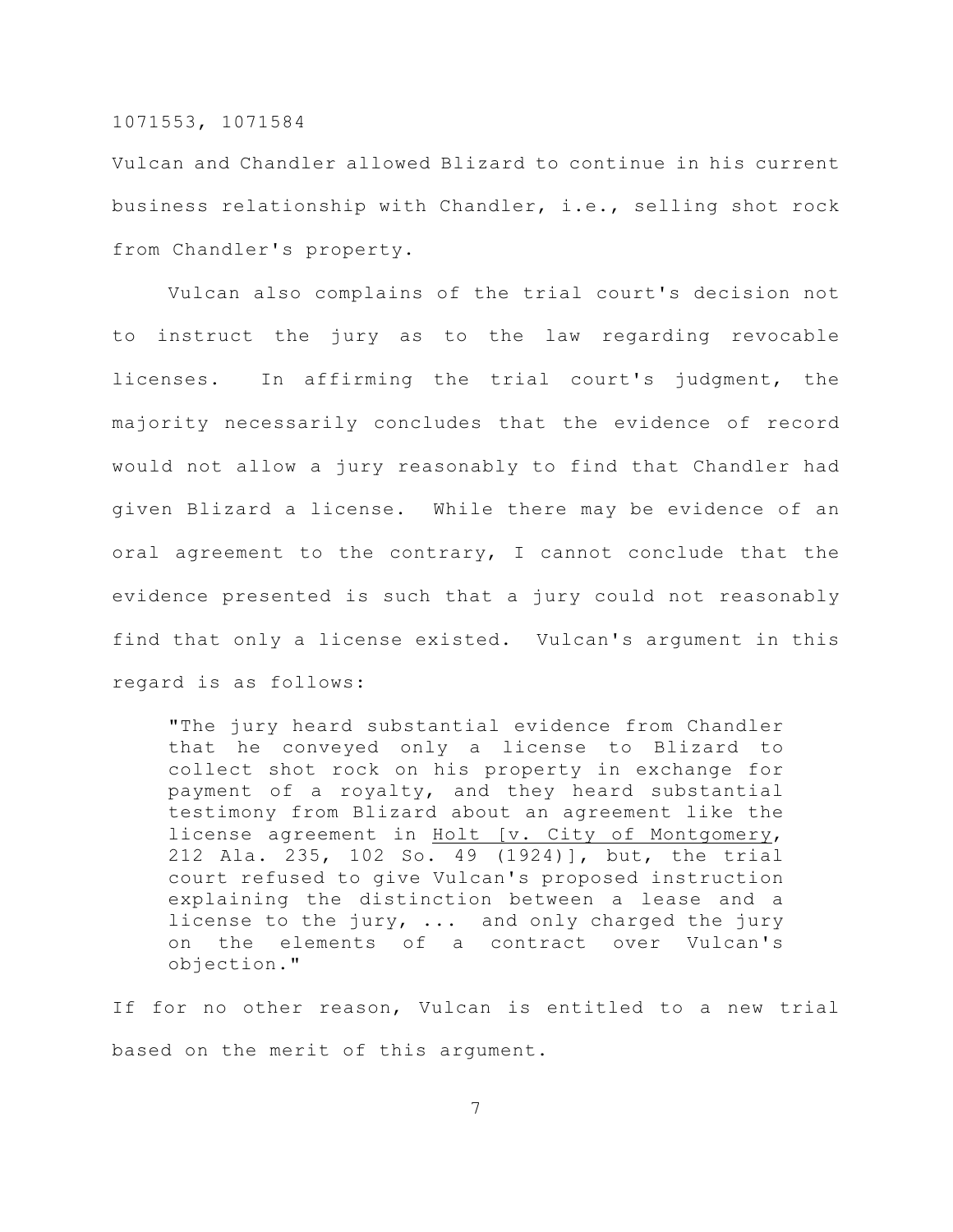Vulcan and Chandler allowed Blizard to continue in his current business relationship with Chandler, i.e., selling shot rock from Chandler's property.

Vulcan also complains of the trial court's decision not to instruct the jury as to the law regarding revocable licenses. In affirming the trial court's judgment, the majority necessarily concludes that the evidence of record would not allow a jury reasonably to find that Chandler had given Blizard a license. While there may be evidence of an oral agreement to the contrary, I cannot conclude that the evidence presented is such that a jury could not reasonably find that only a license existed. Vulcan's argument in this regard is as follows:

> "The jury heard substantial evidence from Chandler that he conveyed only a license to Blizard to collect shot rock on his property in exchange for payment of a royalty, and they heard substantial testimony from Blizard about an agreement like the license agreement in Holt [v. City of Montgomery, 212 Ala. 235, 102 So. 49 (1924)], but, the trial court refused to give Vulcan's proposed instruction explaining the distinction between a lease and a license to the jury, ... and only charged the jury on the elements of a contract over Vulcan's objection."

If for no other reason, Vulcan is entitled to a new trial based on the merit of this argument.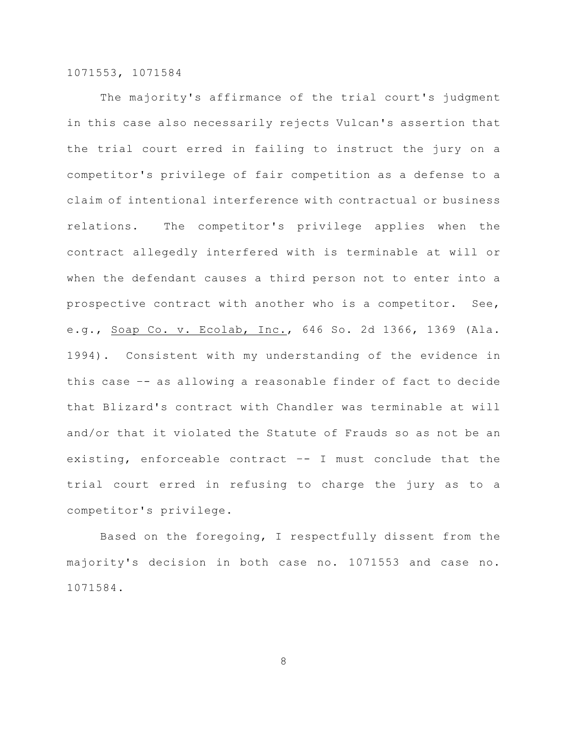The majority's affirmance of the trial court's judgment in this case also necessarily rejects Vulcan's assertion that the trial court erred in failing to instruct the jury on a competitor's privilege of fair competition as a defense to a claim of intentional interference with contractual or business relations. The competitor's privilege applies when the contract allegedly interfered with is terminable at will or when the defendant causes a third person not to enter into a prospective contract with another who is a competitor. See, e.g., Soap Co. v. Ecolab, Inc., 646 So. 2d 1366, 1369 (Ala. 1994). Consistent with my understanding of the evidence in this case -- as allowing a reasonable finder of fact to decide that Blizard's contract with Chandler was terminable at will and/or that it violated the Statute of Frauds so as not be an existing, enforceable contract -- I must conclude that the trial court erred in refusing to charge the jury as to a competitor's privilege.

Based on the foregoing, I respectfully dissent from the majority's decision in both case no. 1071553 and case no. 1071584.